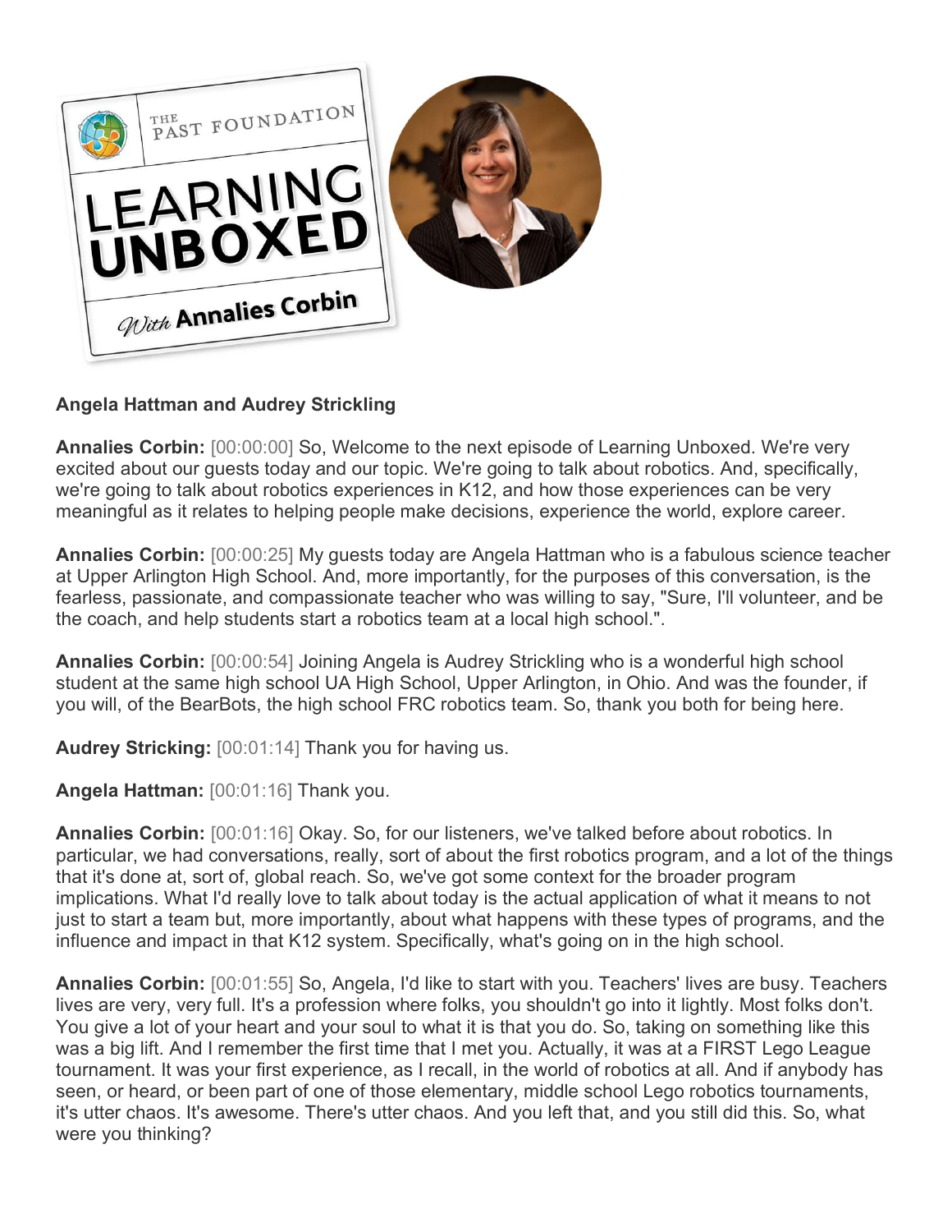**Angela Hattman and Audrey Strickling**

**Annalies Corbin:** [00:00:00] So, Welcome to the next episode of Learning Unboxed. We're very excited about our guests today and our topic. We're going to talk about robotics. And, specifically, we're going to talk about robotics experiences in K12, and how those experiences can be very meaningful as it relates to helping people make decisions, experience the world, explore career.

**Annalies Corbin:** [00:00:25] My guests today are Angela Hattman who is a fabulous science teacher at Upper Arlington High School. And, more importantly, for the purposes of this conversation, is the fearless, passionate, and compassionate teacher who was willing to say, "Sure, I'll volunteer, and be the coach, and help students start a robotics team at a local high school.".

**Annalies Corbin:** [00:00:54] Joining Angela is Audrey Strickling who is a wonderful high school student at the same high school UA High School, Upper Arlington, in Ohio. And was the founder, if you will, of the BearBots, the high school FRC robotics team. So, thank you both for being here.

**Audrey Stricking:** [00:01:14] Thank you for having us.

**Angela Hattman:** [00:01:16] Thank you.

**Annalies Corbin:** [00:01:16] Okay. So, for our listeners, we've talked before about robotics. In particular, we had conversations, really, sort of about the first robotics program, and a lot of the things that it's done at, sort of, global reach. So, we've got some context for the broader program implications. What I'd really love to talk about today is the actual application of what it means to not just to start a team but, more importantly, about what happens with these types of programs, and the influence and impact in that K12 system. Specifically, what's going on in the high school.

**Annalies Corbin:** [00:01:55] So, Angela, I'd like to start with you. Teachers' lives are busy. Teachers lives are very, very full. It's a profession where folks, you shouldn't go into it lightly. Most folks don't. You give a lot of your heart and your soul to what it is that you do. So, taking on something like this was a big lift. And I remember the first time that I met you. Actually, it was at a FIRST Lego League tournament. It was your first experience, as I recall, in the world of robotics at all. And if anybody has seen, or heard, or been part of one of those elementary, middle school Lego robotics tournaments, it's utter chaos. It's awesome. There's utter chaos. And you left that, and you still did this. So, what were you thinking?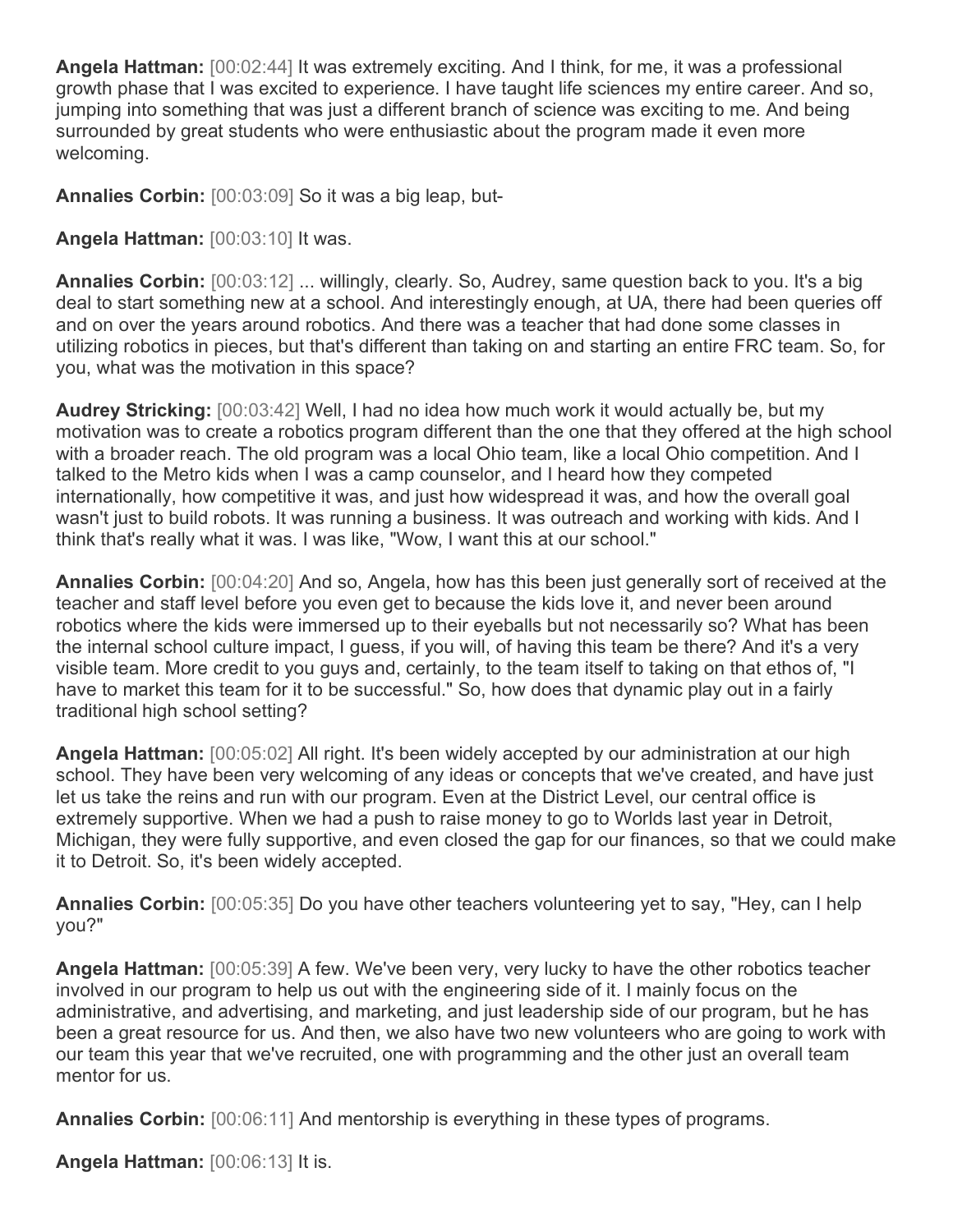**Angela Hattman:** [00:02:44] It was extremely exciting. And I think, for me, it was a professional growth phase that I was excited to experience. I have taught life sciences my entire career. And so, jumping into something that was just a different branch of science was exciting to me. And being surrounded by great students who were enthusiastic about the program made it even more welcoming.

**Annalies Corbin:** [00:03:09] So it was a big leap, but-

**Angela Hattman:** [00:03:10] It was.

**Annalies Corbin:** [00:03:12] ... willingly, clearly. So, Audrey, same question back to you. It's a big deal to start something new at a school. And interestingly enough, at UA, there had been queries off and on over the years around robotics. And there was a teacher that had done some classes in utilizing robotics in pieces, but that's different than taking on and starting an entire FRC team. So, for you, what was the motivation in this space?

**Audrey Stricking:** [00:03:42] Well, I had no idea how much work it would actually be, but my motivation was to create a robotics program different than the one that they offered at the high school with a broader reach. The old program was a local Ohio team, like a local Ohio competition. And I talked to the Metro kids when I was a camp counselor, and I heard how they competed internationally, how competitive it was, and just how widespread it was, and how the overall goal wasn't just to build robots. It was running a business. It was outreach and working with kids. And I think that's really what it was. I was like, "Wow, I want this at our school."

**Annalies Corbin:** [00:04:20] And so, Angela, how has this been just generally sort of received at the teacher and staff level before you even get to because the kids love it, and never been around robotics where the kids were immersed up to their eyeballs but not necessarily so? What has been the internal school culture impact, I guess, if you will, of having this team be there? And it's a very visible team. More credit to you guys and, certainly, to the team itself to taking on that ethos of, "I have to market this team for it to be successful." So, how does that dynamic play out in a fairly traditional high school setting?

**Angela Hattman:** [00:05:02] All right. It's been widely accepted by our administration at our high school. They have been very welcoming of any ideas or concepts that we've created, and have just let us take the reins and run with our program. Even at the District Level, our central office is extremely supportive. When we had a push to raise money to go to Worlds last year in Detroit, Michigan, they were fully supportive, and even closed the gap for our finances, so that we could make it to Detroit. So, it's been widely accepted.

**Annalies Corbin:** [00:05:35] Do you have other teachers volunteering yet to say, "Hey, can I help you?"

**Angela Hattman:** [00:05:39] A few. We've been very, very lucky to have the other robotics teacher involved in our program to help us out with the engineering side of it. I mainly focus on the administrative, and advertising, and marketing, and just leadership side of our program, but he has been a great resource for us. And then, we also have two new volunteers who are going to work with our team this year that we've recruited, one with programming and the other just an overall team mentor for us.

**Annalies Corbin:** [00:06:11] And mentorship is everything in these types of programs.

**Angela Hattman:** [00:06:13] It is.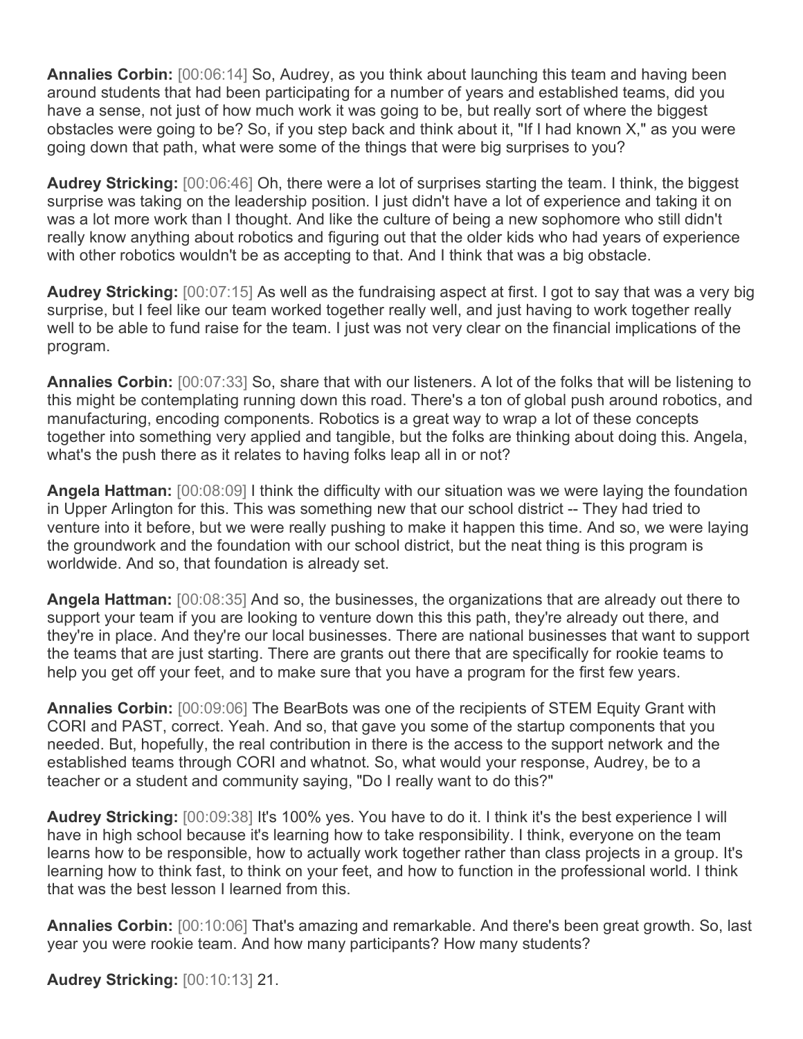**Annalies Corbin:** [00:06:14] So, Audrey, as you think about launching this team and having been around students that had been participating for a number of years and established teams, did you have a sense, not just of how much work it was going to be, but really sort of where the biggest obstacles were going to be? So, if you step back and think about it, "If I had known X," as you were going down that path, what were some of the things that were big surprises to you?

**Audrey Stricking:** [00:06:46] Oh, there were a lot of surprises starting the team. I think, the biggest surprise was taking on the leadership position. I just didn't have a lot of experience and taking it on was a lot more work than I thought. And like the culture of being a new sophomore who still didn't really know anything about robotics and figuring out that the older kids who had years of experience with other robotics wouldn't be as accepting to that. And I think that was a big obstacle.

**Audrey Stricking:** [00:07:15] As well as the fundraising aspect at first. I got to say that was a very big surprise, but I feel like our team worked together really well, and just having to work together really well to be able to fund raise for the team. I just was not very clear on the financial implications of the program.

**Annalies Corbin:** [00:07:33] So, share that with our listeners. A lot of the folks that will be listening to this might be contemplating running down this road. There's a ton of global push around robotics, and manufacturing, encoding components. Robotics is a great way to wrap a lot of these concepts together into something very applied and tangible, but the folks are thinking about doing this. Angela, what's the push there as it relates to having folks leap all in or not?

**Angela Hattman:** [00:08:09] I think the difficulty with our situation was we were laying the foundation in Upper Arlington for this. This was something new that our school district -- They had tried to venture into it before, but we were really pushing to make it happen this time. And so, we were laying the groundwork and the foundation with our school district, but the neat thing is this program is worldwide. And so, that foundation is already set.

**Angela Hattman:** [00:08:35] And so, the businesses, the organizations that are already out there to support your team if you are looking to venture down this this path, they're already out there, and they're in place. And they're our local businesses. There are national businesses that want to support the teams that are just starting. There are grants out there that are specifically for rookie teams to help you get off your feet, and to make sure that you have a program for the first few years.

**Annalies Corbin:** [00:09:06] The BearBots was one of the recipients of STEM Equity Grant with CORI and PAST, correct. Yeah. And so, that gave you some of the startup components that you needed. But, hopefully, the real contribution in there is the access to the support network and the established teams through CORI and whatnot. So, what would your response, Audrey, be to a teacher or a student and community saying, "Do I really want to do this?"

**Audrey Stricking:** [00:09:38] It's 100% yes. You have to do it. I think it's the best experience I will have in high school because it's learning how to take responsibility. I think, everyone on the team learns how to be responsible, how to actually work together rather than class projects in a group. It's learning how to think fast, to think on your feet, and how to function in the professional world. I think that was the best lesson I learned from this.

**Annalies Corbin:** [00:10:06] That's amazing and remarkable. And there's been great growth. So, last year you were rookie team. And how many participants? How many students?

**Audrey Stricking:** [00:10:13] 21.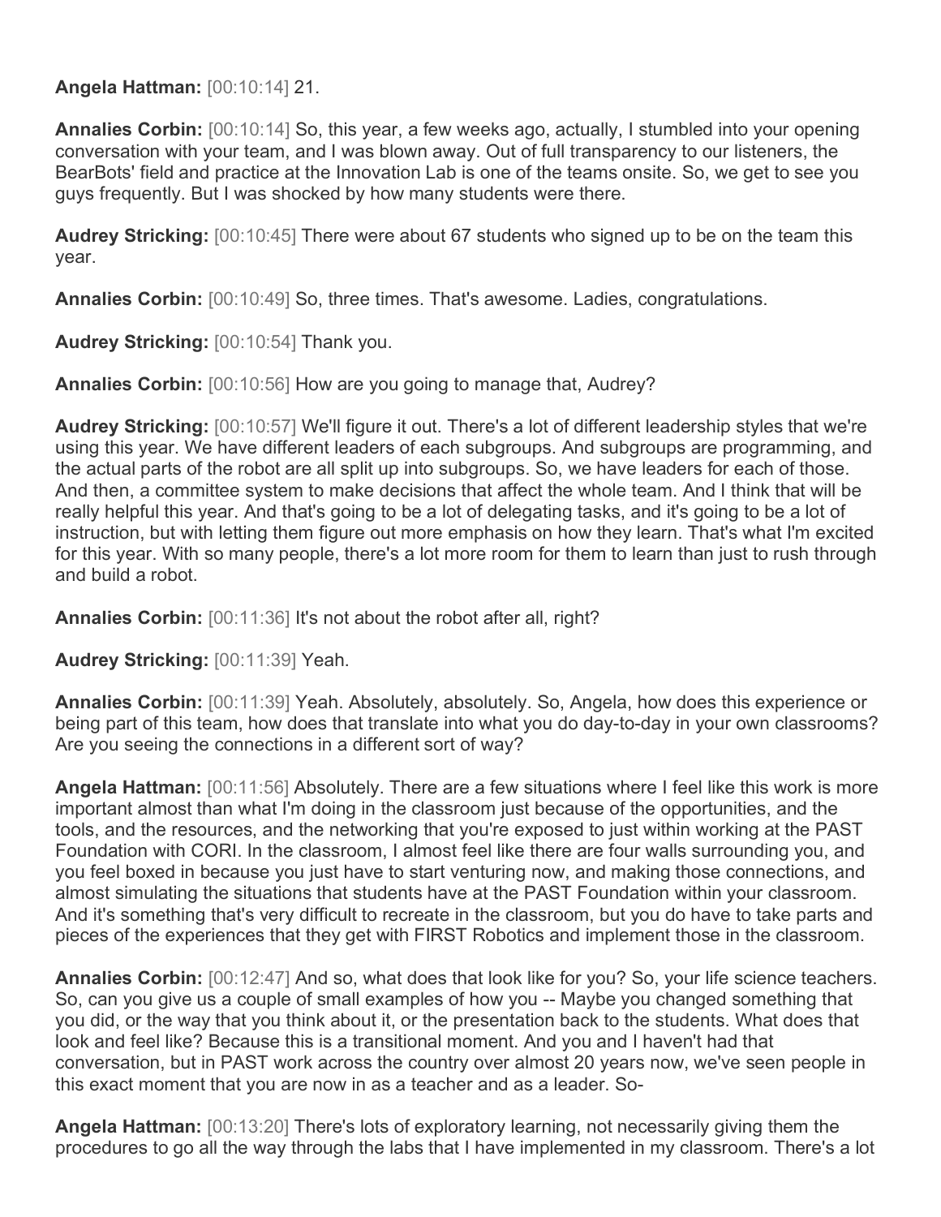**Angela Hattman:** [00:10:14] 21.

**Annalies Corbin:** [00:10:14] So, this year, a few weeks ago, actually, I stumbled into your opening conversation with your team, and I was blown away. Out of full transparency to our listeners, the BearBots' field and practice at the Innovation Lab is one of the teams onsite. So, we get to see you guys frequently. But I was shocked by how many students were there.

**Audrey Stricking:** [00:10:45] There were about 67 students who signed up to be on the team this year.

**Annalies Corbin:** [00:10:49] So, three times. That's awesome. Ladies, congratulations.

**Audrey Stricking:** [00:10:54] Thank you.

**Annalies Corbin:** [00:10:56] How are you going to manage that, Audrey?

**Audrey Stricking:** [00:10:57] We'll figure it out. There's a lot of different leadership styles that we're using this year. We have different leaders of each subgroups. And subgroups are programming, and the actual parts of the robot are all split up into subgroups. So, we have leaders for each of those. And then, a committee system to make decisions that affect the whole team. And I think that will be really helpful this year. And that's going to be a lot of delegating tasks, and it's going to be a lot of instruction, but with letting them figure out more emphasis on how they learn. That's what I'm excited for this year. With so many people, there's a lot more room for them to learn than just to rush through and build a robot.

**Annalies Corbin:** [00:11:36] It's not about the robot after all, right?

**Audrey Stricking:** [00:11:39] Yeah.

**Annalies Corbin:** [00:11:39] Yeah. Absolutely, absolutely. So, Angela, how does this experience or being part of this team, how does that translate into what you do day-to-day in your own classrooms? Are you seeing the connections in a different sort of way?

**Angela Hattman:** [00:11:56] Absolutely. There are a few situations where I feel like this work is more important almost than what I'm doing in the classroom just because of the opportunities, and the tools, and the resources, and the networking that you're exposed to just within working at the PAST Foundation with CORI. In the classroom, I almost feel like there are four walls surrounding you, and you feel boxed in because you just have to start venturing now, and making those connections, and almost simulating the situations that students have at the PAST Foundation within your classroom. And it's something that's very difficult to recreate in the classroom, but you do have to take parts and pieces of the experiences that they get with FIRST Robotics and implement those in the classroom.

**Annalies Corbin:** [00:12:47] And so, what does that look like for you? So, your life science teachers. So, can you give us a couple of small examples of how you -- Maybe you changed something that you did, or the way that you think about it, or the presentation back to the students. What does that look and feel like? Because this is a transitional moment. And you and I haven't had that conversation, but in PAST work across the country over almost 20 years now, we've seen people in this exact moment that you are now in as a teacher and as a leader. So-

**Angela Hattman:** [00:13:20] There's lots of exploratory learning, not necessarily giving them the procedures to go all the way through the labs that I have implemented in my classroom. There's a lot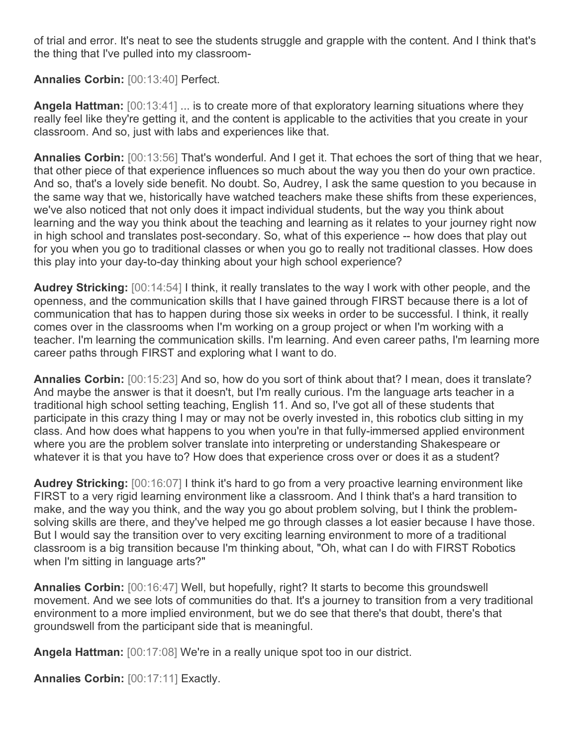of trial and error. It's neat to see the students struggle and grapple with the content. And I think that's the thing that I've pulled into my classroom-

**Annalies Corbin:** [00:13:40] Perfect.

**Angela Hattman:** [00:13:41] ... is to create more of that exploratory learning situations where they really feel like they're getting it, and the content is applicable to the activities that you create in your classroom. And so, just with labs and experiences like that.

**Annalies Corbin:** [00:13:56] That's wonderful. And I get it. That echoes the sort of thing that we hear, that other piece of that experience influences so much about the way you then do your own practice. And so, that's a lovely side benefit. No doubt. So, Audrey, I ask the same question to you because in the same way that we, historically have watched teachers make these shifts from these experiences, we've also noticed that not only does it impact individual students, but the way you think about learning and the way you think about the teaching and learning as it relates to your journey right now in high school and translates post-secondary. So, what of this experience -- how does that play out for you when you go to traditional classes or when you go to really not traditional classes. How does this play into your day-to-day thinking about your high school experience?

**Audrey Stricking:** [00:14:54] I think, it really translates to the way I work with other people, and the openness, and the communication skills that I have gained through FIRST because there is a lot of communication that has to happen during those six weeks in order to be successful. I think, it really comes over in the classrooms when I'm working on a group project or when I'm working with a teacher. I'm learning the communication skills. I'm learning. And even career paths, I'm learning more career paths through FIRST and exploring what I want to do.

**Annalies Corbin:** [00:15:23] And so, how do you sort of think about that? I mean, does it translate? And maybe the answer is that it doesn't, but I'm really curious. I'm the language arts teacher in a traditional high school setting teaching, English 11. And so, I've got all of these students that participate in this crazy thing I may or may not be overly invested in, this robotics club sitting in my class. And how does what happens to you when you're in that fully-immersed applied environment where you are the problem solver translate into interpreting or understanding Shakespeare or whatever it is that you have to? How does that experience cross over or does it as a student?

**Audrey Stricking:** [00:16:07] I think it's hard to go from a very proactive learning environment like FIRST to a very rigid learning environment like a classroom. And I think that's a hard transition to make, and the way you think, and the way you go about problem solving, but I think the problem-solving skills are there, and they've helped me go through classes a lot easier because I have those. But I would say the transition over to very exciting learning environment to more of a traditional classroom is a big transition because I'm thinking about, "Oh, what can I do with FIRST Robotics when I'm sitting in language arts?"

**Annalies Corbin:** [00:16:47] Well, but hopefully, right? It starts to become this groundswell movement. And we see lots of communities do that. It's a journey to transition from a very traditional environment to a more implied environment, but we do see that there's that doubt, there's that groundswell from the participant side that is meaningful.

**Angela Hattman:** [00:17:08] We're in a really unique spot too in our district.

**Annalies Corbin:** [00:17:11] Exactly.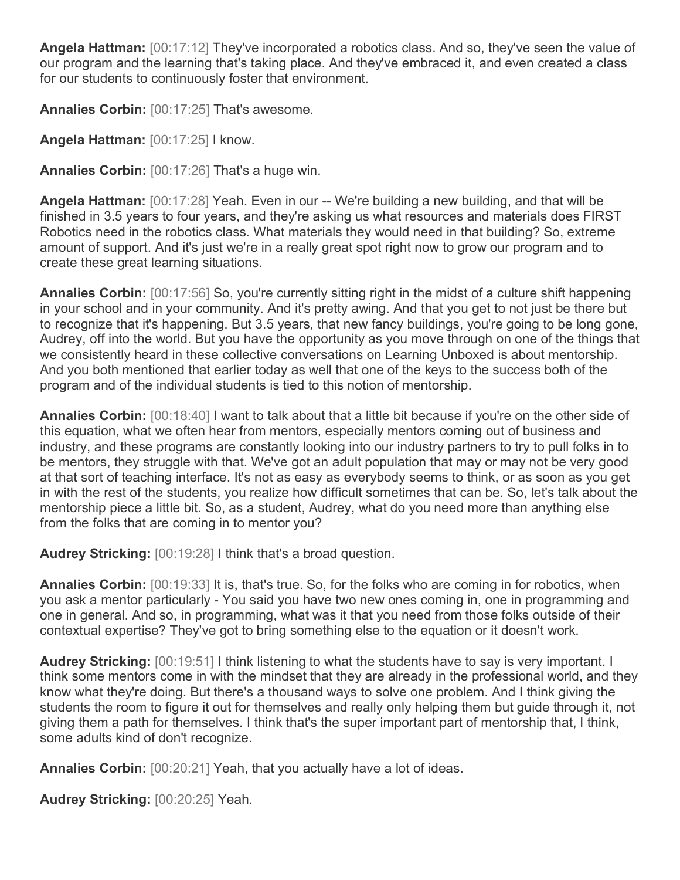**Angela Hattman:** [00:17:12] They've incorporated a robotics class. And so, they've seen the value of our program and the learning that's taking place. And they've embraced it, and even created a class for our students to continuously foster that environment.

**Annalies Corbin:** [00:17:25] That's awesome.

**Angela Hattman:** [00:17:25] I know.

**Annalies Corbin:** [00:17:26] That's a huge win.

**Angela Hattman:** [00:17:28] Yeah. Even in our -- We're building a new building, and that will be finished in 3.5 years to four years, and they're asking us what resources and materials does FIRST Robotics need in the robotics class. What materials they would need in that building? So, extreme amount of support. And it's just we're in a really great spot right now to grow our program and to create these great learning situations.

**Annalies Corbin:** [00:17:56] So, you're currently sitting right in the midst of a culture shift happening in your school and in your community. And it's pretty awing. And that you get to not just be there but to recognize that it's happening. But 3.5 years, that new fancy buildings, you're going to be long gone, Audrey, off into the world. But you have the opportunity as you move through on one of the things that we consistently heard in these collective conversations on Learning Unboxed is about mentorship. And you both mentioned that earlier today as well that one of the keys to the success both of the program and of the individual students is tied to this notion of mentorship.

**Annalies Corbin:** [00:18:40] I want to talk about that a little bit because if you're on the other side of this equation, what we often hear from mentors, especially mentors coming out of business and industry, and these programs are constantly looking into our industry partners to try to pull folks in to be mentors, they struggle with that. We've got an adult population that may or may not be very good at that sort of teaching interface. It's not as easy as everybody seems to think, or as soon as you get in with the rest of the students, you realize how difficult sometimes that can be. So, let's talk about the mentorship piece a little bit. So, as a student, Audrey, what do you need more than anything else from the folks that are coming in to mentor you?

**Audrey Stricking:** [00:19:28] I think that's a broad question.

**Annalies Corbin:** [00:19:33] It is, that's true. So, for the folks who are coming in for robotics, when you ask a mentor particularly - You said you have two new ones coming in, one in programming and one in general. And so, in programming, what was it that you need from those folks outside of their contextual expertise? They've got to bring something else to the equation or it doesn't work.

**Audrey Stricking:** [00:19:51] I think listening to what the students have to say is very important. I think some mentors come in with the mindset that they are already in the professional world, and they know what they're doing. But there's a thousand ways to solve one problem. And I think giving the students the room to figure it out for themselves and really only helping them but guide through it, not giving them a path for themselves. I think that's the super important part of mentorship that, I think, some adults kind of don't recognize.

**Annalies Corbin:** [00:20:21] Yeah, that you actually have a lot of ideas.

**Audrey Stricking:** [00:20:25] Yeah.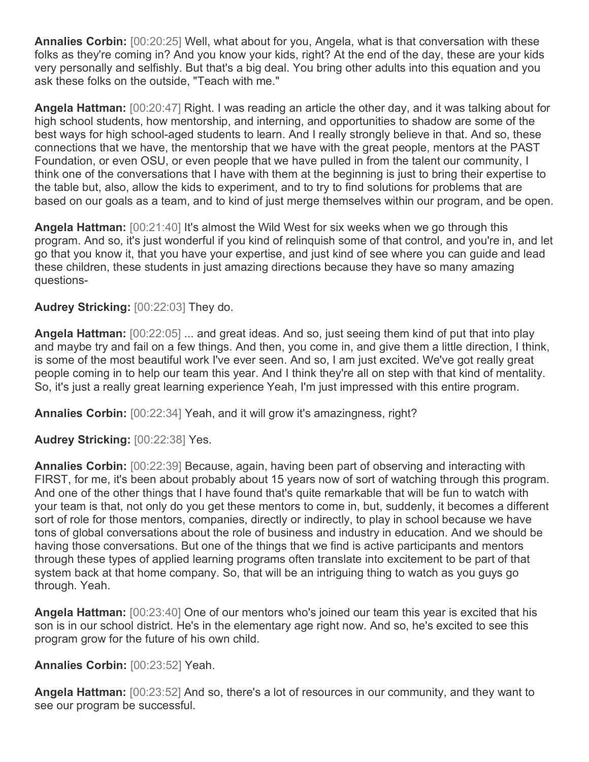**Annalies Corbin:** [00:20:25] Well, what about for you, Angela, what is that conversation with these folks as they're coming in? And you know your kids, right? At the end of the day, these are your kids very personally and selfishly. But that's a big deal. You bring other adults into this equation and you ask these folks on the outside, "Teach with me."

**Angela Hattman:** [00:20:47] Right. I was reading an article the other day, and it was talking about for high school students, how mentorship, and interning, and opportunities to shadow are some of the best ways for high school-aged students to learn. And I really strongly believe in that. And so, these connections that we have, the mentorship that we have with the great people, mentors at the PAST Foundation, or even OSU, or even people that we have pulled in from the talent our community, I think one of the conversations that I have with them at the beginning is just to bring their expertise to the table but, also, allow the kids to experiment, and to try to find solutions for problems that are based on our goals as a team, and to kind of just merge themselves within our program, and be open.

**Angela Hattman:** [00:21:40] It's almost the Wild West for six weeks when we go through this program. And so, it's just wonderful if you kind of relinquish some of that control, and you're in, and let go that you know it, that you have your expertise, and just kind of see where you can guide and lead these children, these students in just amazing directions because they have so many amazing questions-

**Audrey Stricking:** [00:22:03] They do.

**Angela Hattman:** [00:22:05] ... and great ideas. And so, just seeing them kind of put that into play and maybe try and fail on a few things. And then, you come in, and give them a little direction, I think, is some of the most beautiful work I've ever seen. And so, I am just excited. We've got really great people coming in to help our team this year. And I think they're all on step with that kind of mentality. So, it's just a really great learning experience Yeah, I'm just impressed with this entire program.

**Annalies Corbin:** [00:22:34] Yeah, and it will grow it's amazingness, right?

**Audrey Stricking:** [00:22:38] Yes.

**Annalies Corbin:** [00:22:39] Because, again, having been part of observing and interacting with FIRST, for me, it's been about probably about 15 years now of sort of watching through this program. And one of the other things that I have found that's quite remarkable that will be fun to watch with your team is that, not only do you get these mentors to come in, but, suddenly, it becomes a different sort of role for those mentors, companies, directly or indirectly, to play in school because we have tons of global conversations about the role of business and industry in education. And we should be having those conversations. But one of the things that we find is active participants and mentors through these types of applied learning programs often translate into excitement to be part of that system back at that home company. So, that will be an intriguing thing to watch as you guys go through. Yeah.

**Angela Hattman:** [00:23:40] One of our mentors who's joined our team this year is excited that his son is in our school district. He's in the elementary age right now. And so, he's excited to see this program grow for the future of his own child.

**Annalies Corbin:** [00:23:52] Yeah.

**Angela Hattman:** [00:23:52] And so, there's a lot of resources in our community, and they want to see our program be successful.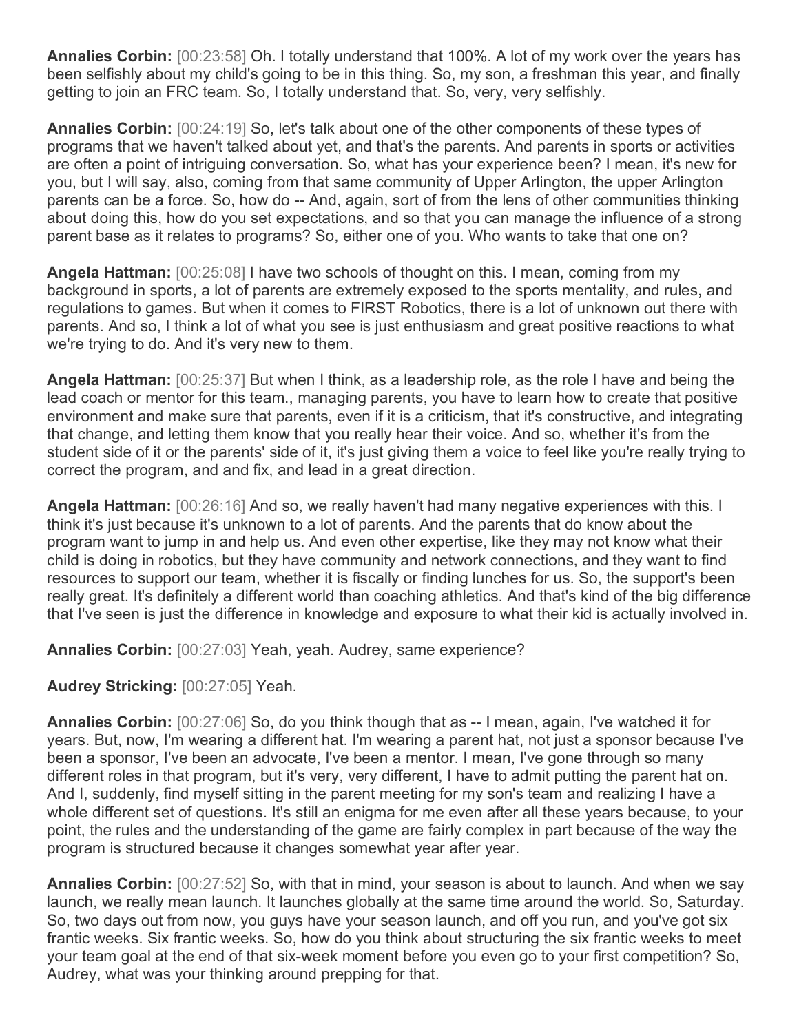**Annalies Corbin:** [00:23:58] Oh. I totally understand that 100%. A lot of my work over the years has been selfishly about my child's going to be in this thing. So, my son, a freshman this year, and finally getting to join an FRC team. So, I totally understand that. So, very, very selfishly.

**Annalies Corbin:** [00:24:19] So, let's talk about one of the other components of these types of programs that we haven't talked about yet, and that's the parents. And parents in sports or activities are often a point of intriguing conversation. So, what has your experience been? I mean, it's new for you, but I will say, also, coming from that same community of Upper Arlington, the upper Arlington parents can be a force. So, how do -- And, again, sort of from the lens of other communities thinking about doing this, how do you set expectations, and so that you can manage the influence of a strong parent base as it relates to programs? So, either one of you. Who wants to take that one on?

**Angela Hattman:** [00:25:08] I have two schools of thought on this. I mean, coming from my background in sports, a lot of parents are extremely exposed to the sports mentality, and rules, and regulations to games. But when it comes to FIRST Robotics, there is a lot of unknown out there with parents. And so, I think a lot of what you see is just enthusiasm and great positive reactions to what we're trying to do. And it's very new to them.

**Angela Hattman:** [00:25:37] But when I think, as a leadership role, as the role I have and being the lead coach or mentor for this team., managing parents, you have to learn how to create that positive environment and make sure that parents, even if it is a criticism, that it's constructive, and integrating that change, and letting them know that you really hear their voice. And so, whether it's from the student side of it or the parents' side of it, it's just giving them a voice to feel like you're really trying to correct the program, and and fix, and lead in a great direction.

**Angela Hattman:** [00:26:16] And so, we really haven't had many negative experiences with this. I think it's just because it's unknown to a lot of parents. And the parents that do know about the program want to jump in and help us. And even other expertise, like they may not know what their child is doing in robotics, but they have community and network connections, and they want to find resources to support our team, whether it is fiscally or finding lunches for us. So, the support's been really great. It's definitely a different world than coaching athletics. And that's kind of the big difference that I've seen is just the difference in knowledge and exposure to what their kid is actually involved in.

**Annalies Corbin:** [00:27:03] Yeah, yeah. Audrey, same experience?

**Audrey Stricking:** [00:27:05] Yeah.

**Annalies Corbin:** [00:27:06] So, do you think though that as -- I mean, again, I've watched it for years. But, now, I'm wearing a different hat. I'm wearing a parent hat, not just a sponsor because I've been a sponsor, I've been an advocate, I've been a mentor. I mean, I've gone through so many different roles in that program, but it's very, very different, I have to admit putting the parent hat on. And I, suddenly, find myself sitting in the parent meeting for my son's team and realizing I have a whole different set of questions. It's still an enigma for me even after all these years because, to your point, the rules and the understanding of the game are fairly complex in part because of the way the program is structured because it changes somewhat year after year.

**Annalies Corbin:** [00:27:52] So, with that in mind, your season is about to launch. And when we say launch, we really mean launch. It launches globally at the same time around the world. So, Saturday. So, two days out from now, you guys have your season launch, and off you run, and you've got six frantic weeks. Six frantic weeks. So, how do you think about structuring the six frantic weeks to meet your team goal at the end of that six-week moment before you even go to your first competition? So, Audrey, what was your thinking around prepping for that.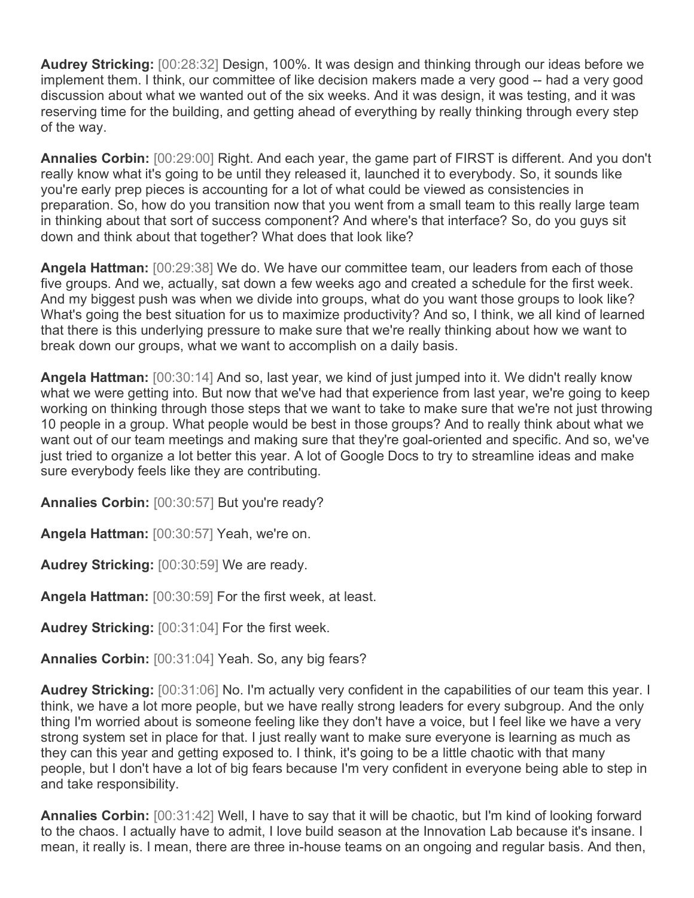**Audrey Stricking:** [00:28:32] Design, 100%. It was design and thinking through our ideas before we implement them. I think, our committee of like decision makers made a very good -- had a very good discussion about what we wanted out of the six weeks. And it was design, it was testing, and it was reserving time for the building, and getting ahead of everything by really thinking through every step of the way.

**Annalies Corbin:** [00:29:00] Right. And each year, the game part of FIRST is different. And you don't really know what it's going to be until they released it, launched it to everybody. So, it sounds like you're early prep pieces is accounting for a lot of what could be viewed as consistencies in preparation. So, how do you transition now that you went from a small team to this really large team in thinking about that sort of success component? And where's that interface? So, do you guys sit down and think about that together? What does that look like?

**Angela Hattman:** [00:29:38] We do. We have our committee team, our leaders from each of those five groups. And we, actually, sat down a few weeks ago and created a schedule for the first week. And my biggest push was when we divide into groups, what do you want those groups to look like? What's going the best situation for us to maximize productivity? And so, I think, we all kind of learned that there is this underlying pressure to make sure that we're really thinking about how we want to break down our groups, what we want to accomplish on a daily basis.

**Angela Hattman:** [00:30:14] And so, last year, we kind of just jumped into it. We didn't really know what we were getting into. But now that we've had that experience from last year, we're going to keep working on thinking through those steps that we want to take to make sure that we're not just throwing 10 people in a group. What people would be best in those groups? And to really think about what we want out of our team meetings and making sure that they're goal-oriented and specific. And so, we've just tried to organize a lot better this year. A lot of Google Docs to try to streamline ideas and make sure everybody feels like they are contributing.

**Annalies Corbin:** [00:30:57] But you're ready?

**Angela Hattman:** [00:30:57] Yeah, we're on.

**Audrey Stricking:** [00:30:59] We are ready.

**Angela Hattman:** [00:30:59] For the first week, at least.

**Audrey Stricking:** [00:31:04] For the first week.

**Annalies Corbin:** [00:31:04] Yeah. So, any big fears?

**Audrey Stricking:** [00:31:06] No. I'm actually very confident in the capabilities of our team this year. I think, we have a lot more people, but we have really strong leaders for every subgroup. And the only thing I'm worried about is someone feeling like they don't have a voice, but I feel like we have a very strong system set in place for that. I just really want to make sure everyone is learning as much as they can this year and getting exposed to. I think, it's going to be a little chaotic with that many people, but I don't have a lot of big fears because I'm very confident in everyone being able to step in and take responsibility.

**Annalies Corbin:** [00:31:42] Well, I have to say that it will be chaotic, but I'm kind of looking forward to the chaos. I actually have to admit, I love build season at the Innovation Lab because it's insane. I mean, it really is. I mean, there are three in-house teams on an ongoing and regular basis. And then,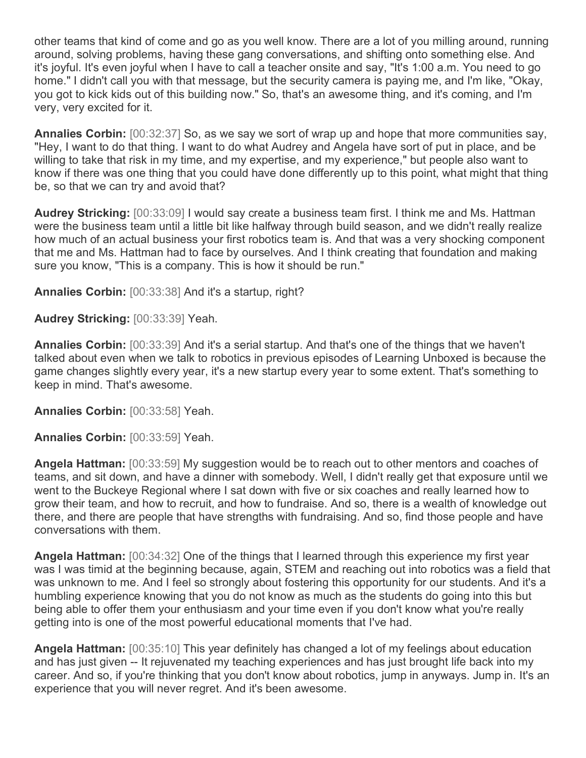other teams that kind of come and go as you well know. There are a lot of you milling around, running around, solving problems, having these gang conversations, and shifting onto something else. And it's joyful. It's even joyful when I have to call a teacher onsite and say, "It's 1:00 a.m. You need to go home." I didn't call you with that message, but the security camera is paying me, and I'm like, "Okay, you got to kick kids out of this building now." So, that's an awesome thing, and it's coming, and I'm very, very excited for it.

**Annalies Corbin:** [00:32:37] So, as we say we sort of wrap up and hope that more communities say, "Hey, I want to do that thing. I want to do what Audrey and Angela have sort of put in place, and be willing to take that risk in my time, and my expertise, and my experience," but people also want to know if there was one thing that you could have done differently up to this point, what might that thing be, so that we can try and avoid that?

**Audrey Stricking:** [00:33:09] I would say create a business team first. I think me and Ms. Hattman were the business team until a little bit like halfway through build season, and we didn't really realize how much of an actual business your first robotics team is. And that was a very shocking component that me and Ms. Hattman had to face by ourselves. And I think creating that foundation and making sure you know, "This is a company. This is how it should be run."

**Annalies Corbin:** [00:33:38] And it's a startup, right?

**Audrey Stricking:** [00:33:39] Yeah.

**Annalies Corbin:** [00:33:39] And it's a serial startup. And that's one of the things that we haven't talked about even when we talk to robotics in previous episodes of Learning Unboxed is because the game changes slightly every year, it's a new startup every year to some extent. That's something to keep in mind. That's awesome.

**Annalies Corbin:** [00:33:58] Yeah.

**Annalies Corbin:** [00:33:59] Yeah.

**Angela Hattman:** [00:33:59] My suggestion would be to reach out to other mentors and coaches of teams, and sit down, and have a dinner with somebody. Well, I didn't really get that exposure until we went to the Buckeye Regional where I sat down with five or six coaches and really learned how to grow their team, and how to recruit, and how to fundraise. And so, there is a wealth of knowledge out there, and there are people that have strengths with fundraising. And so, find those people and have conversations with them.

**Angela Hattman:** [00:34:32] One of the things that I learned through this experience my first year was I was timid at the beginning because, again, STEM and reaching out into robotics was a field that was unknown to me. And I feel so strongly about fostering this opportunity for our students. And it's a humbling experience knowing that you do not know as much as the students do going into this but being able to offer them your enthusiasm and your time even if you don't know what you're really getting into is one of the most powerful educational moments that I've had.

**Angela Hattman:** [00:35:10] This year definitely has changed a lot of my feelings about education and has just given -- It rejuvenated my teaching experiences and has just brought life back into my career. And so, if you're thinking that you don't know about robotics, jump in anyways. Jump in. It's an experience that you will never regret. And it's been awesome.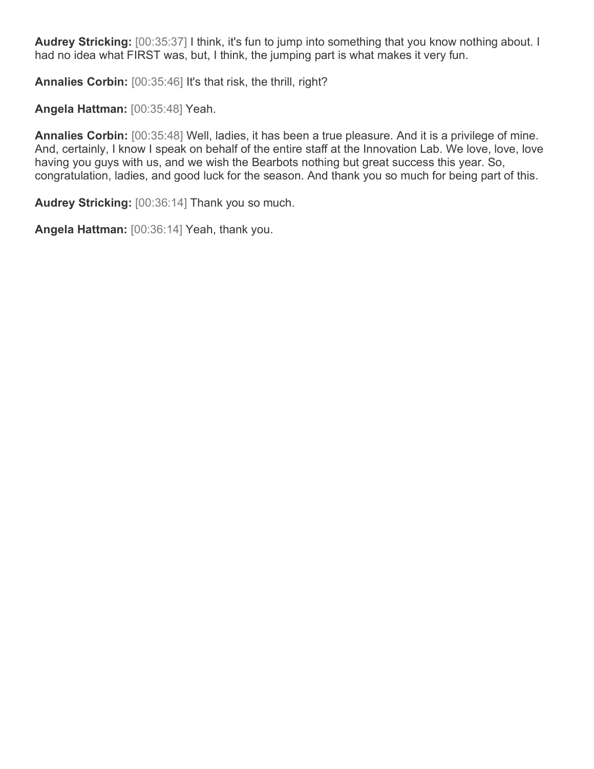**Audrey Stricking:** [00:35:37] I think, it's fun to jump into something that you know nothing about. I had no idea what FIRST was, but, I think, the jumping part is what makes it very fun.

**Annalies Corbin:** [00:35:46] It's that risk, the thrill, right?

**Angela Hattman:** [00:35:48] Yeah.

**Annalies Corbin:** [00:35:48] Well, ladies, it has been a true pleasure. And it is a privilege of mine. And, certainly, I know I speak on behalf of the entire staff at the Innovation Lab. We love, love, love having you guys with us, and we wish the Bearbots nothing but great success this year. So, congratulation, ladies, and good luck for the season. And thank you so much for being part of this.

**Audrey Stricking:** [00:36:14] Thank you so much.

**Angela Hattman:** [00:36:14] Yeah, thank you.